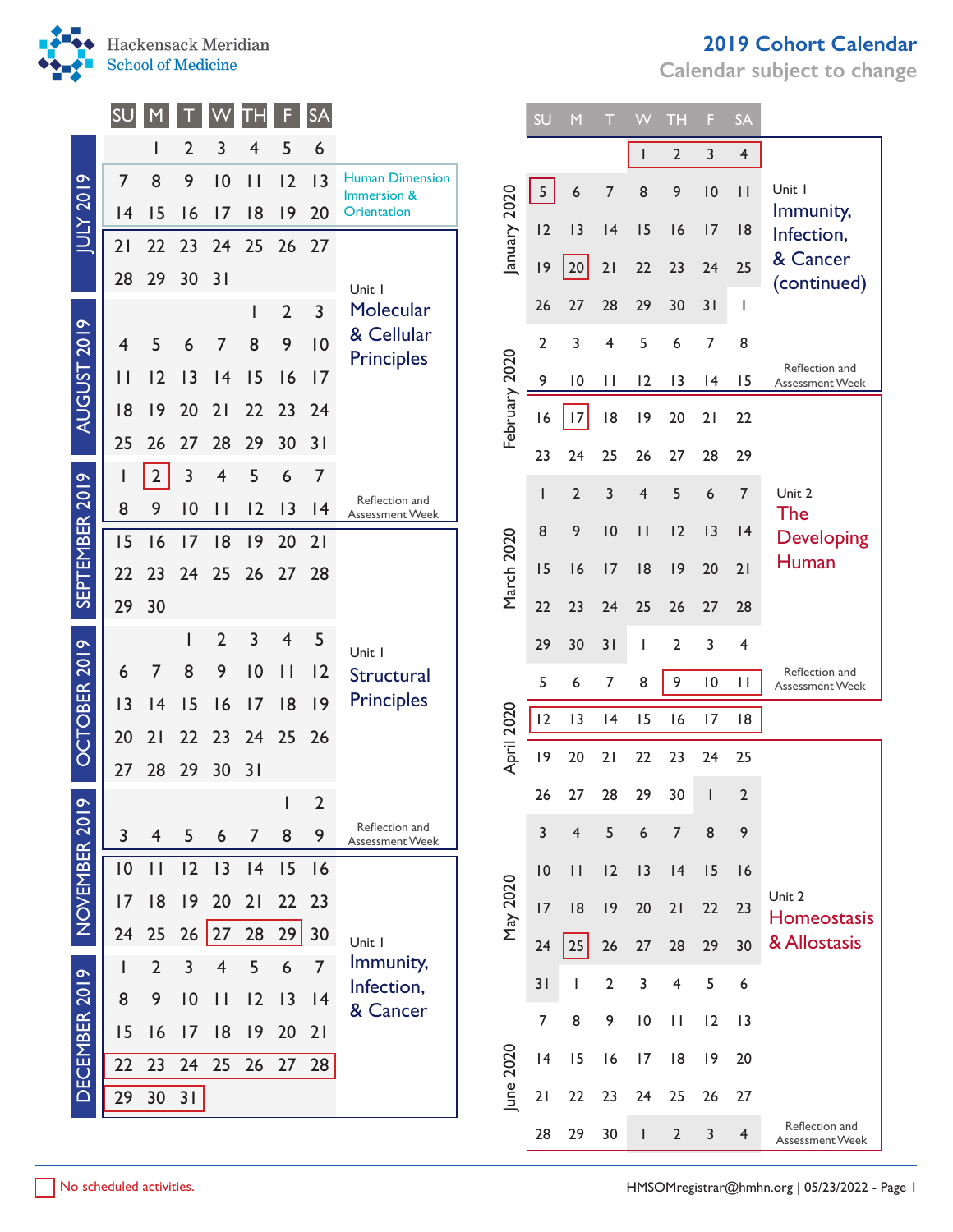# Hackensack Meridian School of Medicine

## 2019 Cohort Calendar

Calendar subject to change

| Month | SU | M | T | W | TH | F | SA | Unit |
|---|---|---|---|---|---|---|---|---|
| July 2019 | | 1 | 2 | 3 | 4 | 5 | 6 | |
| July 2019 | 7 | 8 | 9 | 10 | 11 | 12 | 13 | Human Dimension Immersion & Orientation |
| July 2019 | 14 | 15 | 16 | 17 | 18 | 19 | 20 | Human Dimension Immersion & Orientation |
| July 2019 | 21 | 22 | 23 | 24 | 25 | 26 | 27 | Unit 1 Molecular & Cellular Principles |
| July 2019 | 28 | 29 | 30 | 31 | | | | Unit 1 Molecular & Cellular Principles |
| August 2019 | | | | | 1 | 2 | 3 | Unit 1 Molecular & Cellular Principles |
| August 2019 | 4 | 5 | 6 | 7 | 8 | 9 | 10 | Unit 1 Molecular & Cellular Principles |
| August 2019 | 11 | 12 | 13 | 14 | 15 | 16 | 17 | Unit 1 Molecular & Cellular Principles |
| August 2019 | 18 | 19 | 20 | 21 | 22 | 23 | 24 | Unit 1 Molecular & Cellular Principles |
| August 2019 | 25 | 26 | 27 | 28 | 29 | 30 | 31 | Unit 1 Molecular & Cellular Principles |
| September 2019 | 1 | 2* | 3 | 4 | 5 | 6 | 7 | Unit 1 Molecular & Cellular Principles |
| September 2019 | 8 | 9 | 10 | 11 | 12 | 13 | 14 | Reflection and Assessment Week |
| September 2019 | 15 | 16 | 17 | 18 | 19 | 20 | 21 | Unit 1 Structural Principles |
| September 2019 | 22 | 23 | 24 | 25 | 26 | 27 | 28 | Unit 1 Structural Principles |
| September 2019 | 29 | 30 | | | | | | Unit 1 Structural Principles |
| October 2019 | | | 1 | 2 | 3 | 4 | 5 | Unit 1 Structural Principles |
| October 2019 | 6 | 7 | 8 | 9 | 10 | 11 | 12 | Unit 1 Structural Principles |
| October 2019 | 13 | 14 | 15 | 16 | 17 | 18 | 19 | Unit 1 Structural Principles |
| October 2019 | 20 | 21 | 22 | 23 | 24 | 25 | 26 | Unit 1 Structural Principles |
| October 2019 | 27 | 28 | 29 | 30 | 31 | | | Unit 1 Structural Principles |
| November 2019 | | | | | | 1 | 2 | Unit 1 Structural Principles |
| November 2019 | 3 | 4 | 5 | 6 | 7 | 8 | 9 | Reflection and Assessment Week |
| November 2019 | 10 | 11 | 12 | 13 | 14 | 15 | 16 | Unit 1 Immunity, Infection, & Cancer |
| November 2019 | 17 | 18 | 19 | 20 | 21 | 22 | 23 | Unit 1 Immunity, Infection, & Cancer |
| November 2019 | 24 | 25 | 26 | 27* | 28* | 29* | 30 | Unit 1 Immunity, Infection, & Cancer |
| December 2019 | 1 | 2 | 3 | 4 | 5 | 6 | 7 | Unit 1 Immunity, Infection, & Cancer |
| December 2019 | 8 | 9 | 10 | 11 | 12 | 13 | 14 | Unit 1 Immunity, Infection, & Cancer |
| December 2019 | 15 | 16 | 17 | 18 | 19 | 20 | 21 | Unit 1 Immunity, Infection, & Cancer |
| December 2019 | 22* | 23* | 24* | 25* | 26* | 27* | 28* | Unit 1 Immunity, Infection, & Cancer |
| December 2019 | 29* | 30* | 31* | | | | | Unit 1 Immunity, Infection, & Cancer |
| January 2020 | | | | 1* | 2* | 3* | 4* | Unit 1 Immunity, Infection, & Cancer (continued) |
| January 2020 | 5* | 6 | 7 | 8 | 9 | 10 | 11 | Unit 1 Immunity, Infection, & Cancer (continued) |
| January 2020 | 12 | 13 | 14 | 15 | 16 | 17 | 18 | Unit 1 Immunity, Infection, & Cancer (continued) |
| January 2020 | 19 | 20* | 21 | 22 | 23 | 24 | 25 | Unit 1 Immunity, Infection, & Cancer (continued) |
| January 2020 | 26 | 27 | 28 | 29 | 30 | 31 | | Unit 1 Immunity, Infection, & Cancer (continued) |
| February 2020 | | | | | | | 1 | Unit 1 Immunity, Infection, & Cancer (continued) |
| February 2020 | 2 | 3 | 4 | 5 | 6 | 7 | 8 | Unit 1 Immunity, Infection, & Cancer (continued) |
| February 2020 | 9 | 10 | 11 | 12 | 13 | 14 | 15 | Reflection and Assessment Week |
| February 2020 | 16 | 17* | 18 | 19 | 20 | 21 | 22 | Unit 2 The Developing Human |
| February 2020 | 23 | 24 | 25 | 26 | 27 | 28 | 29 | Unit 2 The Developing Human |
| March 2020 | 1 | 2 | 3 | 4 | 5 | 6 | 7 | Unit 2 The Developing Human |
| March 2020 | 8 | 9 | 10 | 11 | 12 | 13 | 14 | Unit 2 The Developing Human |
| March 2020 | 15 | 16 | 17 | 18 | 19 | 20 | 21 | Unit 2 The Developing Human |
| March 2020 | 22 | 23 | 24 | 25 | 26 | 27 | 28 | Unit 2 The Developing Human |
| March 2020 | 29 | 30 | 31 | | | | | Unit 2 The Developing Human |
| April 2020 | | | | 1 | 2 | 3 | 4 | Unit 2 The Developing Human |
| April 2020 | 5 | 6 | 7 | 8 | 9* | 10* | 11* | Reflection and Assessment Week |
| April 2020 | 12* | 13* | 14* | 15* | 16* | 17* | 18* | |
| April 2020 | 19 | 20 | 21 | 22 | 23 | 24 | 25 | Unit 2 Homeostasis & Allostasis |
| April 2020 | 26 | 27 | 28 | 29 | 30 | | | Unit 2 Homeostasis & Allostasis |
| May 2020 | | | | | | 1 | 2 | Unit 2 Homeostasis & Allostasis |
| May 2020 | 3 | 4 | 5 | 6 | 7 | 8 | 9 | Unit 2 Homeostasis & Allostasis |
| May 2020 | 10 | 11 | 12 | 13 | 14 | 15 | 16 | Unit 2 Homeostasis & Allostasis |
| May 2020 | 17 | 18 | 19 | 20 | 21 | 22 | 23 | Unit 2 Homeostasis & Allostasis |
| May 2020 | 24 | 25* | 26 | 27 | 28 | 29 | 30 | Unit 2 Homeostasis & Allostasis |
| May 2020 | 31 | | | | | | | Unit 2 Homeostasis & Allostasis |
| June 2020 | | 1 | 2 | 3 | 4 | 5 | 6 | Unit 2 Homeostasis & Allostasis |
| June 2020 | 7 | 8 | 9 | 10 | 11 | 12 | 13 | Unit 2 Homeostasis & Allostasis |
| June 2020 | 14 | 15 | 16 | 17 | 18 | 19 | 20 | Unit 2 Homeostasis & Allostasis |
| June 2020 | 21 | 22 | 23 | 24 | 25 | 26 | 27 | Unit 2 Homeostasis & Allostasis |
| June 2020 | 28 | 29 | 30 | | | | | Reflection and Assessment Week |
| July 2020 | | | | 1 | 2 | 3 | 4 | Reflection and Assessment Week |

\* (red box) No scheduled activities.

HMSOMregistrar@hmhn.org | 05/23/2022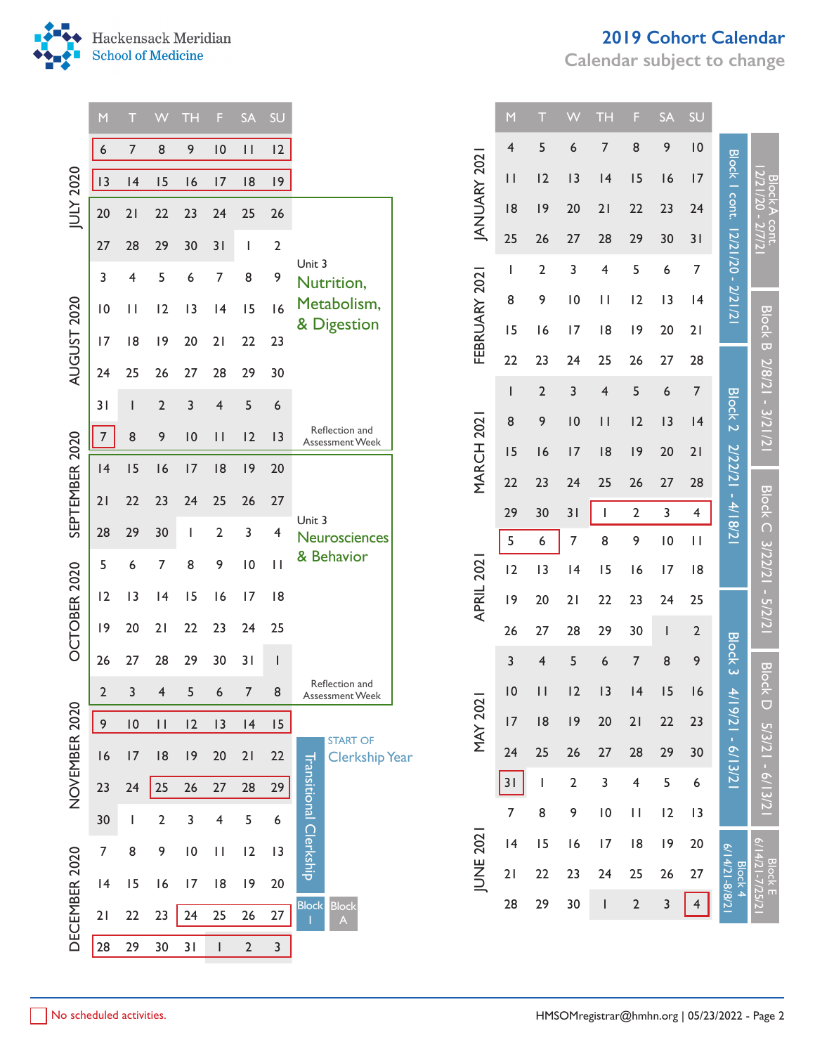# Hackensack Meridian School of Medicine

## 2019 Cohort Calendar

Calendar subject to change

| Month | M | T | W | TH | F | SA | SU | Notes |
|---|---|---|---|---|---|---|---|---|
| JULY 2020 | 6 | 7 | 8 | 9 | 10 | 11 | 12 | |
| | 13 | 14 | 15 | 16 | 17 | 18 | 19 | |
| | 20 | 21 | 22 | 23 | 24 | 25 | 26 | Unit 3 Nutrition, Metabolism, & Digestion |
| | 27 | 28 | 29 | 30 | 31 | 1 | 2 | |
| AUGUST 2020 | 3 | 4 | 5 | 6 | 7 | 8 | 9 | |
| | 10 | 11 | 12 | 13 | 14 | 15 | 16 | |
| | 17 | 18 | 19 | 20 | 21 | 22 | 23 | |
| | 24 | 25 | 26 | 27 | 28 | 29 | 30 | |
| | 31 | 1 | 2 | 3 | 4 | 5 | 6 | |
| SEPTEMBER 2020 | 7 | 8 | 9 | 10 | 11 | 12 | 13 | Reflection and Assessment Week |
| | 14 | 15 | 16 | 17 | 18 | 19 | 20 | Unit 3 Neurosciences & Behavior |
| | 21 | 22 | 23 | 24 | 25 | 26 | 27 | |
| | 28 | 29 | 30 | 1 | 2 | 3 | 4 | |
| OCTOBER 2020 | 5 | 6 | 7 | 8 | 9 | 10 | 11 | |
| | 12 | 13 | 14 | 15 | 16 | 17 | 18 | |
| | 19 | 20 | 21 | 22 | 23 | 24 | 25 | |
| | 26 | 27 | 28 | 29 | 30 | 31 | 1 | |
| NOVEMBER 2020 | 2 | 3 | 4 | 5 | 6 | 7 | 8 | Reflection and Assessment Week |
| | 9 | 10 | 11 | 12 | 13 | 14 | 15 | |
| | 16 | 17 | 18 | 19 | 20 | 21 | 22 | START OF Clerkship Year; Transitional Clerkship |
| | 23 | 24 | 25 | 26 | 27 | 28 | 29 | |
| | 30 | 1 | 2 | 3 | 4 | 5 | 6 | |
| DECEMBER 2020 | 7 | 8 | 9 | 10 | 11 | 12 | 13 | |
| | 14 | 15 | 16 | 17 | 18 | 19 | 20 | |
| | 21 | 22 | 23 | 24 | 25 | 26 | 27 | Block I; Block A |
| | 28 | 29 | 30 | 31 | 1 | 2 | 3 | |

| Month | M | T | W | TH | F | SA | SU | Blocks 1–4 | Blocks A–E |
|---|---|---|---|---|---|---|---|---|---|
| JANUARY 2021 | 4 | 5 | 6 | 7 | 8 | 9 | 10 | Block 1 cont. 12/21/20 - 2/21/21 | Block A cont. 12/21/20 - 2/7/21 |
| | 11 | 12 | 13 | 14 | 15 | 16 | 17 | | |
| | 18 | 19 | 20 | 21 | 22 | 23 | 24 | | |
| | 25 | 26 | 27 | 28 | 29 | 30 | 31 | | |
| FEBRUARY 2021 | 1 | 2 | 3 | 4 | 5 | 6 | 7 | | |
| | 8 | 9 | 10 | 11 | 12 | 13 | 14 | | Block B 2/8/21 - 3/21/21 |
| | 15 | 16 | 17 | 18 | 19 | 20 | 21 | | |
| | 22 | 23 | 24 | 25 | 26 | 27 | 28 | Block 2 2/22/21 - 4/18/21 | |
| MARCH 2021 | 1 | 2 | 3 | 4 | 5 | 6 | 7 | | |
| | 8 | 9 | 10 | 11 | 12 | 13 | 14 | | |
| | 15 | 16 | 17 | 18 | 19 | 20 | 21 | | |
| | 22 | 23 | 24 | 25 | 26 | 27 | 28 | | Block C 3/22/21 - 5/2/21 |
| | 29 | 30 | 31 | 1 | 2 | 3 | 4 | | |
| APRIL 2021 | 5 | 6 | 7 | 8 | 9 | 10 | 11 | | |
| | 12 | 13 | 14 | 15 | 16 | 17 | 18 | | |
| | 19 | 20 | 21 | 22 | 23 | 24 | 25 | Block 3 4/19/21 - 6/13/21 | |
| | 26 | 27 | 28 | 29 | 30 | 1 | 2 | | |
| MAY 2021 | 3 | 4 | 5 | 6 | 7 | 8 | 9 | | Block D 5/3/21 - 6/13/21 |
| | 10 | 11 | 12 | 13 | 14 | 15 | 16 | | |
| | 17 | 18 | 19 | 20 | 21 | 22 | 23 | | |
| | 24 | 25 | 26 | 27 | 28 | 29 | 30 | | |
| | 31 | 1 | 2 | 3 | 4 | 5 | 6 | | |
| JUNE 2021 | 7 | 8 | 9 | 10 | 11 | 12 | 13 | | |
| | 14 | 15 | 16 | 17 | 18 | 19 | 20 | Block 4 6/14/21 - 8/8/21 | Block E 6/14/21 - 7/25/21 |
| | 21 | 22 | 23 | 24 | 25 | 26 | 27 | | |
| | 28 | 29 | 30 | 1 | 2 | 3 | 4 | | |

No scheduled activities: July 6–19, 2020; September 7, 2020; November 9–15, 2020; November 25–29, 2020; December 24, 2020 – January 3, 2021; April 1–4, 2021; April 5–6, 2021; May 31, 2021; July 4, 2021.

HMSOMregistrar@hmhn.org | 05/23/2022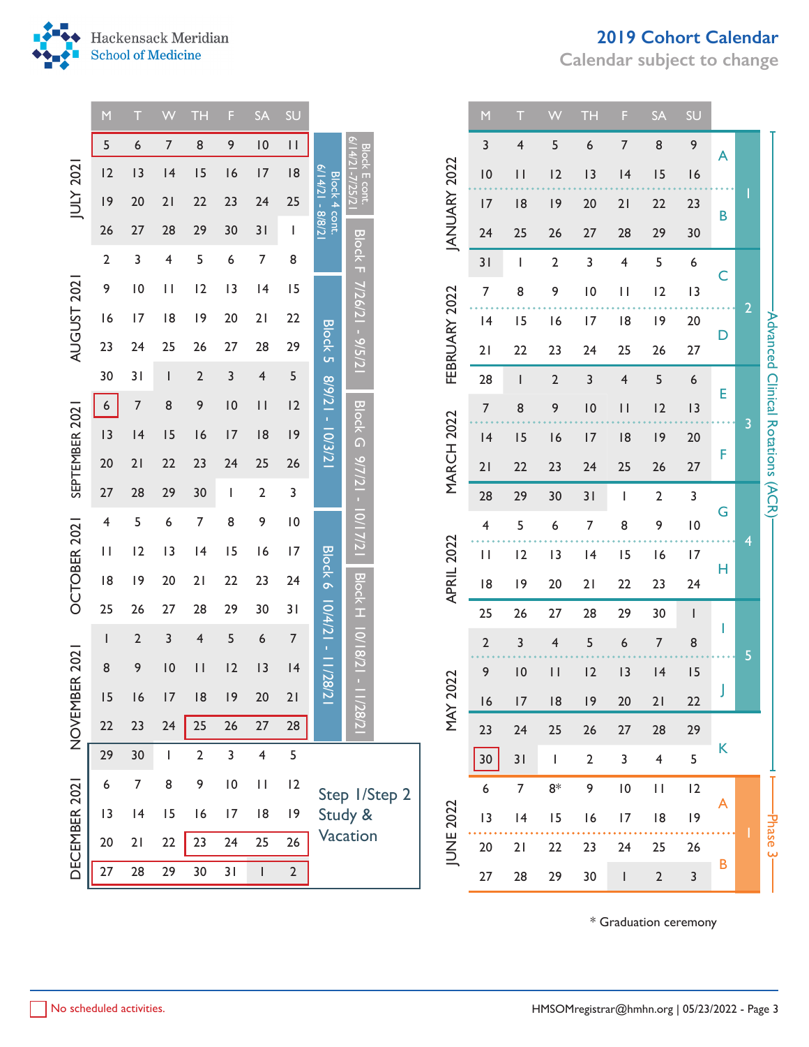# 2019 Cohort Calendar

Calendar subject to change

| Month | M | T | W | TH | F | SA | SU | Block | Block |
|---|---|---|---|---|---|---|---|---|---|
| JULY 2021 | 5 | 6 | 7 | 8 | 9 | 10 | 11 | Block 4 cont. 6/14/21 - 8/8/21 | Block E cont. 6/14/21-7/25/21 |
| | 12 | 13 | 14 | 15 | 16 | 17 | 18 | | |
| | 19 | 20 | 21 | 22 | 23 | 24 | 25 | | |
| | 26 | 27 | 28 | 29 | 30 | 31 | 1 | | Block F 7/26/21 - 9/5/21 |
| AUGUST 2021 | 2 | 3 | 4 | 5 | 6 | 7 | 8 | | |
| | 9 | 10 | 11 | 12 | 13 | 14 | 15 | Block 5 8/9/21 - 10/3/21 | |
| | 16 | 17 | 18 | 19 | 20 | 21 | 22 | | |
| | 23 | 24 | 25 | 26 | 27 | 28 | 29 | | |
| | 30 | 31 | 1 | 2 | 3 | 4 | 5 | | |
| SEPTEMBER 2021 | 6 | 7 | 8 | 9 | 10 | 11 | 12 | | Block G 9/7/21 - 10/17/21 |
| | 13 | 14 | 15 | 16 | 17 | 18 | 19 | | |
| | 20 | 21 | 22 | 23 | 24 | 25 | 26 | | |
| | 27 | 28 | 29 | 30 | 1 | 2 | 3 | | |
| OCTOBER 2021 | 4 | 5 | 6 | 7 | 8 | 9 | 10 | Block 6 10/4/21 - 11/28/21 | |
| | 11 | 12 | 13 | 14 | 15 | 16 | 17 | | |
| | 18 | 19 | 20 | 21 | 22 | 23 | 24 | | Block H 10/18/21 - 11/28/21 |
| | 25 | 26 | 27 | 28 | 29 | 30 | 31 | | |
| NOVEMBER 2021 | 1 | 2 | 3 | 4 | 5 | 6 | 7 | | |
| | 8 | 9 | 10 | 11 | 12 | 13 | 14 | | |
| | 15 | 16 | 17 | 18 | 19 | 20 | 21 | | |
| | 22 | 23 | 24 | 25 | 26 | 27 | 28 | | |
| DECEMBER 2021 | 29 | 30 | 1 | 2 | 3 | 4 | 5 | Step 1/Step 2 Study & Vacation | |
| | 6 | 7 | 8 | 9 | 10 | 11 | 12 | | |
| | 13 | 14 | 15 | 16 | 17 | 18 | 19 | | |
| | 20 | 21 | 22 | 23 | 24 | 25 | 26 | | |
| | 27 | 28 | 29 | 30 | 31 | 1 | 2 | | |

| Month | M | T | W | TH | F | SA | SU | Sub-block | Block | Phase |
|---|---|---|---|---|---|---|---|---|---|---|
| JANUARY 2022 | 3 | 4 | 5 | 6 | 7 | 8 | 9 | A | 1 | Advanced Clinical Rotations (ACR) |
| | 10 | 11 | 12 | 13 | 14 | 15 | 16 | | | |
| | 17 | 18 | 19 | 20 | 21 | 22 | 23 | B | | |
| | 24 | 25 | 26 | 27 | 28 | 29 | 30 | | | |
| FEBRUARY 2022 | 31 | 1 | 2 | 3 | 4 | 5 | 6 | C | 2 | |
| | 7 | 8 | 9 | 10 | 11 | 12 | 13 | | | |
| | 14 | 15 | 16 | 17 | 18 | 19 | 20 | D | | |
| | 21 | 22 | 23 | 24 | 25 | 26 | 27 | | | |
| MARCH 2022 | 28 | 1 | 2 | 3 | 4 | 5 | 6 | E | 3 | |
| | 7 | 8 | 9 | 10 | 11 | 12 | 13 | | | |
| | 14 | 15 | 16 | 17 | 18 | 19 | 20 | F | | |
| | 21 | 22 | 23 | 24 | 25 | 26 | 27 | | | |
| APRIL 2022 | 28 | 29 | 30 | 31 | 1 | 2 | 3 | G | 4 | |
| | 4 | 5 | 6 | 7 | 8 | 9 | 10 | | | |
| | 11 | 12 | 13 | 14 | 15 | 16 | 17 | H | | |
| | 18 | 19 | 20 | 21 | 22 | 23 | 24 | | | |
| MAY 2022 | 25 | 26 | 27 | 28 | 29 | 30 | 1 | I | 5 | |
| | 2 | 3 | 4 | 5 | 6 | 7 | 8 | | | |
| | 9 | 10 | 11 | 12 | 13 | 14 | 15 | J | | |
| | 16 | 17 | 18 | 19 | 20 | 21 | 22 | | | |
| | 23 | 24 | 25 | 26 | 27 | 28 | 29 | K | | |
| | 30 | 31 | 1 | 2 | 3 | 4 | 5 | | | |
| JUNE 2022 | 6 | 7 | 8* | 9 | 10 | 11 | 12 | A | 1 | Phase 3 |
| | 13 | 14 | 15 | 16 | 17 | 18 | 19 | | | |
| | 20 | 21 | 22 | 23 | 24 | 25 | 26 | B | | |
| | 27 | 28 | 29 | 30 | 1 | 2 | 3 | | | |

\* Graduation ceremony

No scheduled activities. (Red-outlined dates: July 5–11, 2021; September 6, 2021; November 25–28, 2021; December 23–26, 2021; December 27, 2021 – January 2, 2022; May 30, 2022)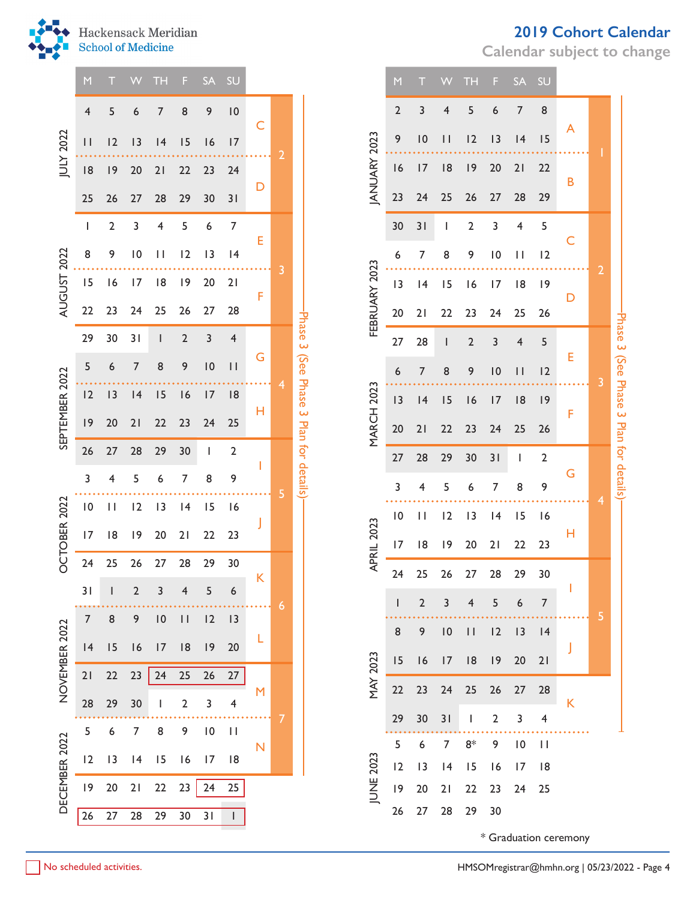Hackensack Meridian School of Medicine

# 2019 Cohort Calendar

Calendar subject to change

| Month | M | T | W | TH | F | SA | SU | Block | Period |
|---|---|---|---|---|---|---|---|---|---|
| JULY 2022 | 4 | 5 | 6 | 7 | 8 | 9 | 10 | C | 2 |
| | 11 | 12 | 13 | 14 | 15 | 16 | 17 | C | 2 |
| | 18 | 19 | 20 | 21 | 22 | 23 | 24 | D | 2 |
| | 25 | 26 | 27 | 28 | 29 | 30 | 31 | D | 2 |
| AUGUST 2022 | 1 | 2 | 3 | 4 | 5 | 6 | 7 | E | 3 |
| | 8 | 9 | 10 | 11 | 12 | 13 | 14 | E | 3 |
| | 15 | 16 | 17 | 18 | 19 | 20 | 21 | F | 3 |
| | 22 | 23 | 24 | 25 | 26 | 27 | 28 | F | 3 |
| SEPTEMBER 2022 | 29 | 30 | 31 | 1 | 2 | 3 | 4 | G | 4 |
| | 5 | 6 | 7 | 8 | 9 | 10 | 11 | G | 4 |
| | 12 | 13 | 14 | 15 | 16 | 17 | 18 | H | 4 |
| | 19 | 20 | 21 | 22 | 23 | 24 | 25 | H | 4 |
| OCTOBER 2022 | 26 | 27 | 28 | 29 | 30 | 1 | 2 | I | 5 |
| | 3 | 4 | 5 | 6 | 7 | 8 | 9 | I | 5 |
| | 10 | 11 | 12 | 13 | 14 | 15 | 16 | J | 5 |
| | 17 | 18 | 19 | 20 | 21 | 22 | 23 | J | 5 |
| NOVEMBER 2022 | 24 | 25 | 26 | 27 | 28 | 29 | 30 | K | 6 |
| | 31 | 1 | 2 | 3 | 4 | 5 | 6 | K | 6 |
| | 7 | 8 | 9 | 10 | 11 | 12 | 13 | L | 6 |
| | 14 | 15 | 16 | 17 | 18 | 19 | 20 | L | 6 |
| | 21 | 22 | 23 | 24 (no scheduled activities) | 25 (no scheduled activities) | 26 (no scheduled activities) | 27 (no scheduled activities) | M | 7 |
| DECEMBER 2022 | 28 | 29 | 30 | 1 | 2 | 3 | 4 | M | 7 |
| | 5 | 6 | 7 | 8 | 9 | 10 | 11 | N | 7 |
| | 12 | 13 | 14 | 15 | 16 | 17 | 18 | N | 7 |
| | 19 | 20 | 21 | 22 | 23 | 24 (no scheduled activities) | 25 (no scheduled activities) | | |
| | 26 (no scheduled activities) | 27 (no scheduled activities) | 28 (no scheduled activities) | 29 (no scheduled activities) | 30 (no scheduled activities) | 31 (no scheduled activities) | 1 (no scheduled activities) | | |

| Month | M | T | W | TH | F | SA | SU | Block | Period |
|---|---|---|---|---|---|---|---|---|---|
| JANUARY 2023 | 2 | 3 | 4 | 5 | 6 | 7 | 8 | A | 1 |
| | 9 | 10 | 11 | 12 | 13 | 14 | 15 | A | 1 |
| | 16 | 17 | 18 | 19 | 20 | 21 | 22 | B | 1 |
| | 23 | 24 | 25 | 26 | 27 | 28 | 29 | B | 1 |
| FEBRUARY 2023 | 30 | 31 | 1 | 2 | 3 | 4 | 5 | C | 2 |
| | 6 | 7 | 8 | 9 | 10 | 11 | 12 | C | 2 |
| | 13 | 14 | 15 | 16 | 17 | 18 | 19 | D | 2 |
| | 20 | 21 | 22 | 23 | 24 | 25 | 26 | D | 2 |
| MARCH 2023 | 27 | 28 | 1 | 2 | 3 | 4 | 5 | E | 3 |
| | 6 | 7 | 8 | 9 | 10 | 11 | 12 | E | 3 |
| | 13 | 14 | 15 | 16 | 17 | 18 | 19 | F | 3 |
| | 20 | 21 | 22 | 23 | 24 | 25 | 26 | F | 3 |
| APRIL 2023 | 27 | 28 | 29 | 30 | 31 | 1 | 2 | G | 4 |
| | 3 | 4 | 5 | 6 | 7 | 8 | 9 | G | 4 |
| | 10 | 11 | 12 | 13 | 14 | 15 | 16 | H | 4 |
| | 17 | 18 | 19 | 20 | 21 | 22 | 23 | H | 4 |
| MAY 2023 | 24 | 25 | 26 | 27 | 28 | 29 | 30 | I | 5 |
| | 1 | 2 | 3 | 4 | 5 | 6 | 7 | I | 5 |
| | 8 | 9 | 10 | 11 | 12 | 13 | 14 | J | 5 |
| | 15 | 16 | 17 | 18 | 19 | 20 | 21 | J | 5 |
| | 22 | 23 | 24 | 25 | 26 | 27 | 28 | K | |
| | 29 | 30 | 31 | 1 | 2 | 3 | 4 | K | |
| JUNE 2023 | 5 | 6 | 7 | 8* | 9 | 10 | 11 | | |
| | 12 | 13 | 14 | 15 | 16 | 17 | 18 | | |
| | 19 | 20 | 21 | 22 | 23 | 24 | 25 | | |
| | 26 | 27 | 28 | 29 | 30 | | | | |

Phase 3 (See Phase 3 Plan for details) — July 4, 2022 through December 18, 2022; January 2, 2023 through June 4, 2023

\* Graduation ceremony

No scheduled activities. (boxed dates)

HMSOMregistrar@hmhn.org | 05/23/2022